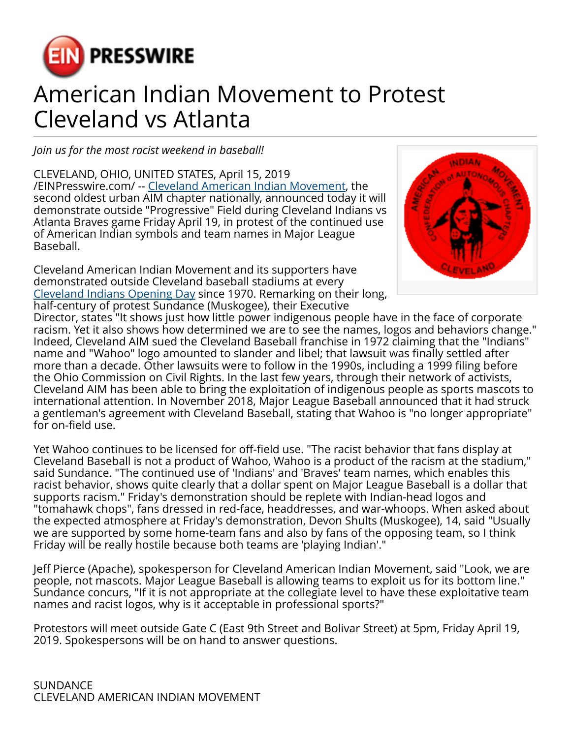# American Indian Movement to Protest Cleveland vs Atlanta

*Join us for the most racist weekend in baseball!*

CLEVELAND, OHIO, UNITED STATES, April 15, 2019 /EINPresswire.com/ -- Cleveland American Indian Movement, the second oldest urban AIM chapter nationally, announced today it will demonstrate outside "Progressive" Field during Cleveland Indians vs Atlanta Braves game Friday April 19, in protest of the continued use of American Indian symbols and team names in Major League Baseball.

Cleveland American Indian Movement and its supporters have demonstrated outside Cleveland baseball stadiums at every Cleveland Indians Opening Day since 1970. Remarking on their long, half-century of protest Sundance (Muskogee), their Executive Director, states "It shows just how little power indigenous people have in the face of corporate racism. Yet it also shows how determined we are to see the names, logos and behaviors change." Indeed, Cleveland AIM sued the Cleveland Baseball franchise in 1972 claiming that the "Indians" name and "Wahoo" logo amounted to slander and libel; that lawsuit was finally settled after more than a decade. Other lawsuits were to follow in the 1990s, including a 1999 filing before the Ohio Commission on Civil Rights. In the last few years, through their network of activists, Cleveland AIM has been able to bring the exploitation of indigenous people as sports mascots to international attention. In November 2018, Major League Baseball announced that it had struck a gentleman's agreement with Cleveland Baseball, stating that Wahoo is "no longer appropriate" for on-field use.

Yet Wahoo continues to be licensed for off-field use. "The racist behavior that fans display at Cleveland Baseball is not a product of Wahoo, Wahoo is a product of the racism at the stadium," said Sundance. "The continued use of 'Indians' and 'Braves' team names, which enables this racist behavior, shows quite clearly that a dollar spent on Major League Baseball is a dollar that supports racism." Friday's demonstration should be replete with Indian-head logos and "tomahawk chops", fans dressed in red-face, headdresses, and war-whoops. When asked about the expected atmosphere at Friday's demonstration, Devon Shults (Muskogee), 14, said "Usually we are supported by some home-team fans and also by fans of the opposing team, so I think Friday will be really hostile because both teams are 'playing Indian'."

Jeff Pierce (Apache), spokesperson for Cleveland American Indian Movement, said "Look, we are people, not mascots. Major League Baseball is allowing teams to exploit us for its bottom line." Sundance concurs, "If it is not appropriate at the collegiate level to have these exploitative team names and racist logos, why is it acceptable in professional sports?"

Protestors will meet outside Gate C (East 9th Street and Bolivar Street) at 5pm, Friday April 19, 2019. Spokespersons will be on hand to answer questions.

SUNDANCE
CLEVELAND AMERICAN INDIAN MOVEMENT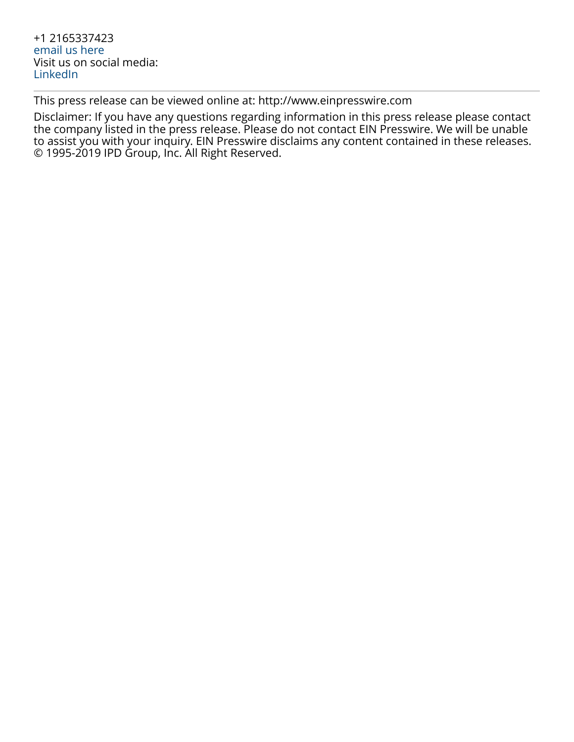+1 2165337423
email us here
Visit us on social media:
LinkedIn

---

This press release can be viewed online at: http://www.einpresswire.com

Disclaimer: If you have any questions regarding information in this press release please contact the company listed in the press release. Please do not contact EIN Presswire. We will be unable to assist you with your inquiry. EIN Presswire disclaims any content contained in these releases. © 1995-2019 IPD Group, Inc. All Right Reserved.